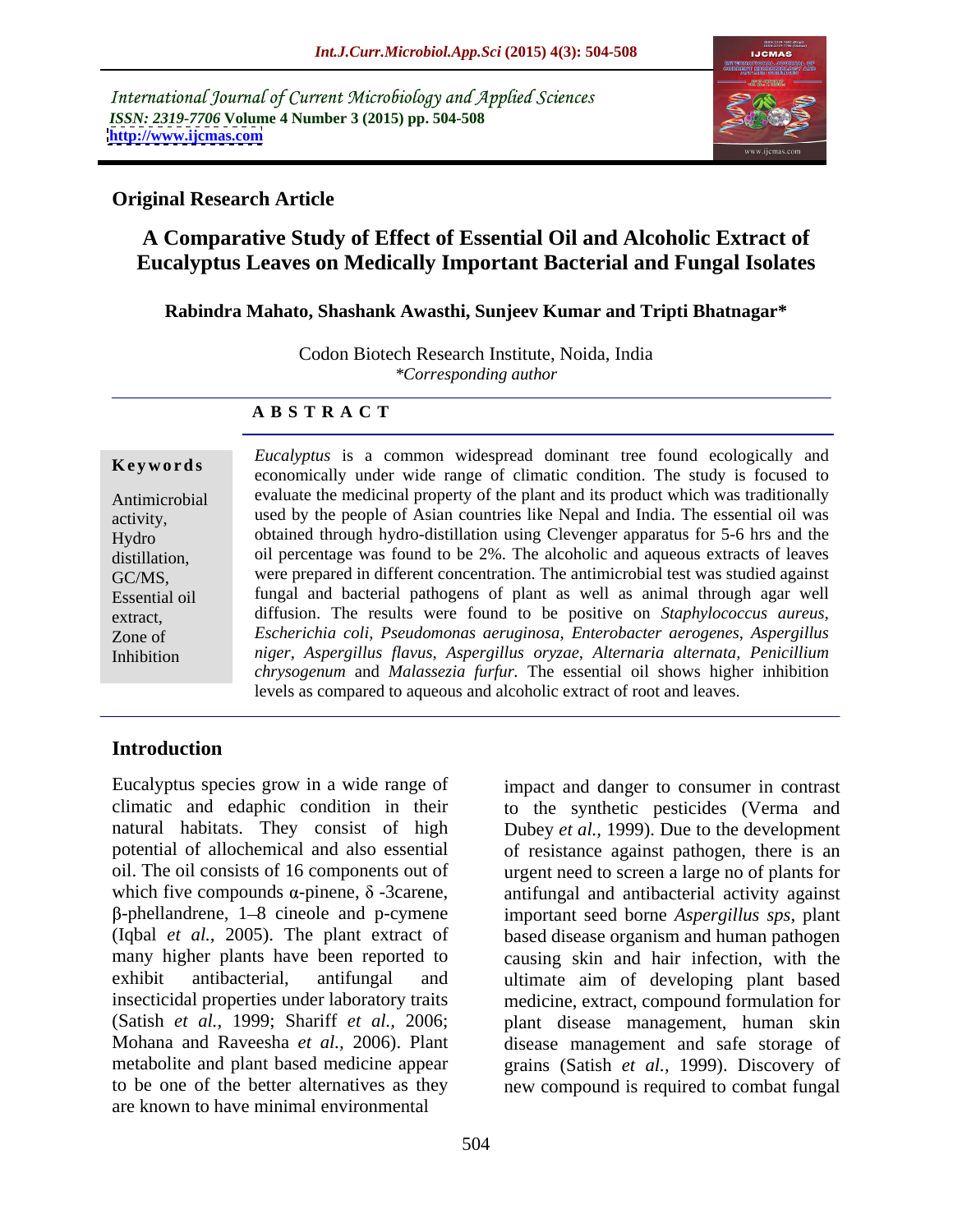International Journal of Current Microbiology and Applied Sciences
*ISSN: 2319-7706* **Volume 4 Number 3 (2015) pp. 504-508**
**http://www.ijcmas.com**

**Original Research Article**

# A Comparative Study of Effect of Essential Oil and Alcoholic Extract of Eucalyptus Leaves on Medically Important Bacterial and Fungal Isolates

**Rabindra Mahato, Shashank Awasthi, Sunjeev Kumar and Tripti Bhatnagar***

Codon Biotech Research Institute, Noida, India
*\*Corresponding author*

**A B S T R A C T**

**Keywords**

Antimicrobial activity, Hydro distillation, GC/MS, Essential oil extract, Zone of Inhibition

*Eucalyptus* is a common widespread dominant tree found ecologically and economically under wide range of climatic condition. The study is focused to evaluate the medicinal property of the plant and its product which was traditionally used by the people of Asian countries like Nepal and India. The essential oil was obtained through hydro-distillation using Clevenger apparatus for 5-6 hrs and the oil percentage was found to be 2%. The alcoholic and aqueous extracts of leaves were prepared in different concentration. The antimicrobial test was studied against fungal and bacterial pathogens of plant as well as animal through agar well diffusion. The results were found to be positive on *Staphylococcus aureus*, *Escherichia coli, Pseudomonas aeruginosa, Enterobacter aerogenes, Aspergillus niger, Aspergillus flavus, Aspergillus oryzae, Alternaria alternata, Penicillium chrysogenum* and *Malassezia furfur.* The essential oil shows higher inhibition levels as compared to aqueous and alcoholic extract of root and leaves.

## Introduction

Eucalyptus species grow in a wide range of climatic and edaphic condition in their natural habitats. They consist of high potential of allochemical and also essential oil. The oil consists of 16 components out of which five compounds $\alpha$-pinene, $\delta$ -3carene, $\beta$-phellandrene, 1–8 cineole and p-cymene (Iqbal *et al.*, 2005). The plant extract of many higher plants have been reported to exhibit antibacterial, antifungal and insecticidal properties under laboratory traits (Satish *et al.*, 1999; Shariff *et al.*, 2006; Mohana and Raveesha *et al.*, 2006). Plant metabolite and plant based medicine appear to be one of the better alternatives as they are known to have minimal environmental impact and danger to consumer in contrast to the synthetic pesticides (Verma and Dubey *et al.*, 1999). Due to the development of resistance against pathogen, there is an urgent need to screen a large no of plants for antifungal and antibacterial activity against important seed borne *Aspergillus sps*, plant based disease organism and human pathogen causing skin and hair infection, with the ultimate aim of developing plant based medicine, extract, compound formulation for plant disease management, human skin disease management and safe storage of grains (Satish *et al.*, 1999). Discovery of new compound is required to combat fungal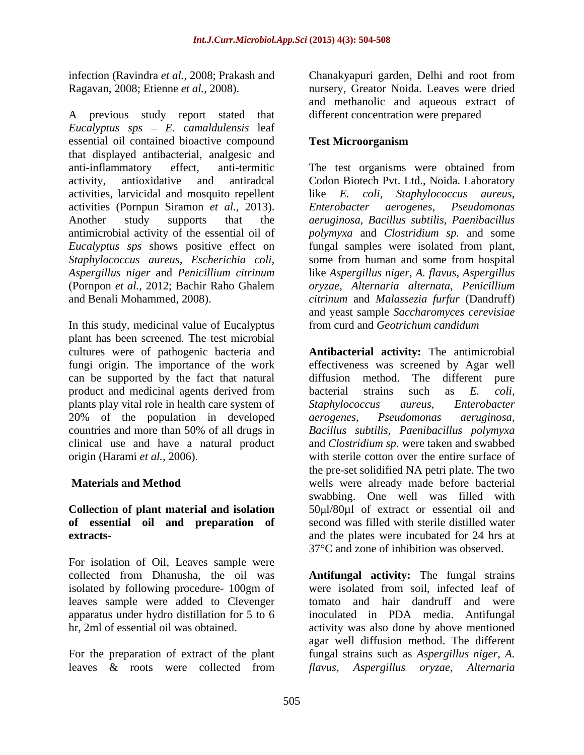infection (Ravindra *et al.*, 2008; Prakash and Ragavan, 2008; Etienne *et al.,* 2008).

A previous study report stated that *Eucalyptus sps* – *E. camaldulensis* leaf essential oil contained bioactive compound that displayed antibacterial, analgesic and anti-inflammatory effect, anti-termitic activity, antioxidative and antiradcal activities, larvicidal and mosquito repellent activities (Pornpun Siramon *et al.,* 2013). Another study supports that the antimicrobial activity of the essential oil of *Eucalyptus sps* shows positive effect on *Staphylococcus aureus, Escherichia coli, Aspergillus niger* and *Penicillium citrinum* (Pornpon *et al.,* 2012; Bachir Raho Ghalem and Benali Mohammed, 2008).

In this study, medicinal value of Eucalyptus plant has been screened. The test microbial cultures were of pathogenic bacteria and fungi origin. The importance of the work can be supported by the fact that natural product and medicinal agents derived from plants play vital role in health care system of 20% of the population in developed countries and more than 50% of all drugs in clinical use and have a natural product origin (Harami *et al.,* 2006).

## Materials and Method

### Collection of plant material and isolation of essential oil and preparation of extracts-

For isolation of Oil, Leaves sample were collected from Dhanusha, the oil was isolated by following procedure- 100gm of leaves sample were added to Clevenger apparatus under hydro distillation for 5 to 6 hr, 2ml of essential oil was obtained.

For the preparation of extract of the plant leaves & roots were collected from Chanakyapuri garden, Delhi and root from nursery, Greator Noida. Leaves were dried and methanolic and aqueous extract of different concentration were prepared

### Test Microorganism

The test organisms were obtained from Codon Biotech Pvt. Ltd., Noida. Laboratory like *E. coli, Staphylococcus aureus, Enterobacter aerogenes, Pseudomonas aeruginosa*, *Bacillus subtilis, Paenibacillus polymyxa* and *Clostridium sp.* and some fungal samples were isolated from plant, some from human and some from hospital like *Aspergillus niger, A. flavus, Aspergillus oryzae, Alternaria alternata, Penicillium citrinum* and *Malassezia furfur* (Dandruff) and yeast sample *Saccharomyces cerevisiae* from curd and *Geotrichum candidum*

**Antibacterial activity:** The antimicrobial effectiveness was screened by Agar well diffusion method. The different pure bacterial strains such as *E. coli, Staphylococcus aureus, Enterobacter aerogenes, Pseudomonas aeruginosa*, *Bacillus subtilis, Paenibacillus polymyxa* and *Clostridium sp.* were taken and swabbed with sterile cotton over the entire surface of the pre-set solidified NA petri plate. The two wells were already made before bacterial swabbing. One well was filled with 50µl/80µl of extract or essential oil and second was filled with sterile distilled water and the plates were incubated for 24 hrs at 37°C and zone of inhibition was observed.

**Antifungal activity:** The fungal strains were isolated from soil, infected leaf of tomato and hair dandruff and were inoculated in PDA media. Antifungal activity was also done by above mentioned agar well diffusion method. The different fungal strains such as *Aspergillus niger, A. flavus, Aspergillus oryzae, Alternaria*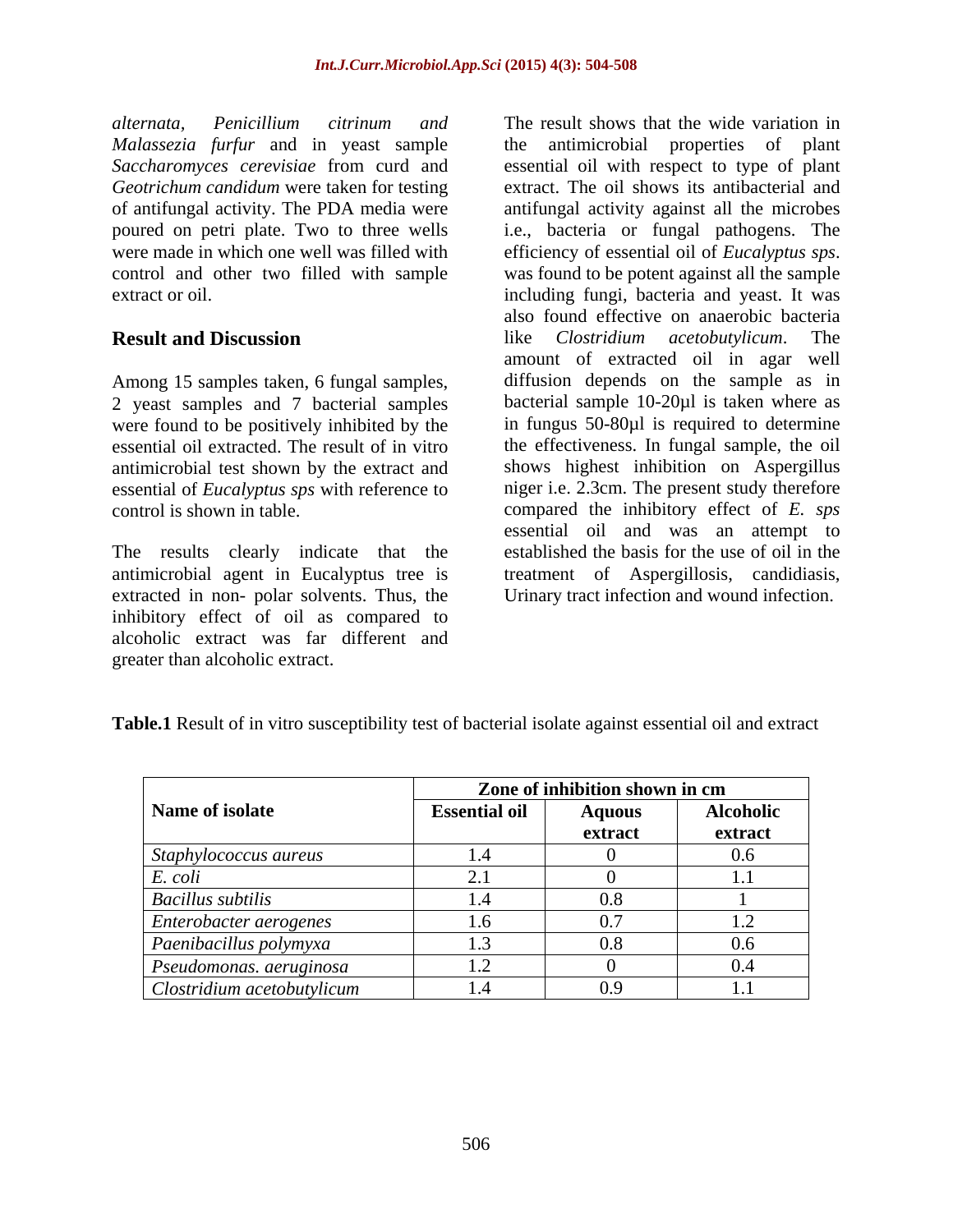*alternata*, *Penicillium citrinum* and *Malassezia furfur* and in yeast sample *Saccharomyces cerevisiae* from curd and *Geotrichum candidum* were taken for testing of antifungal activity. The PDA media were poured on petri plate. Two to three wells were made in which one well was filled with control and other two filled with sample extract or oil.

## Result and Discussion

Among 15 samples taken, 6 fungal samples, 2 yeast samples and 7 bacterial samples were found to be positively inhibited by the essential oil extracted. The result of in vitro antimicrobial test shown by the extract and essential of *Eucalyptus sps* with reference to control is shown in table.

The results clearly indicate that the antimicrobial agent in Eucalyptus tree is extracted in non- polar solvents. Thus, the inhibitory effect of oil as compared to alcoholic extract was far different and greater than alcoholic extract.

The result shows that the wide variation in the antimicrobial properties of plant essential oil with respect to type of plant extract. The oil shows its antibacterial and antifungal activity against all the microbes i.e., bacteria or fungal pathogens. The efficiency of essential oil of *Eucalyptus sps*. was found to be potent against all the sample including fungi, bacteria and yeast. It was also found effective on anaerobic bacteria like *Clostridium acetobutylicum*. The amount of extracted oil in agar well diffusion depends on the sample as in bacterial sample 10-20µl is taken where as in fungus 50-80µl is required to determine the effectiveness. In fungal sample, the oil shows highest inhibition on Aspergillus niger i.e. 2.3cm. The present study therefore compared the inhibitory effect of *E. sps* essential oil and was an attempt to established the basis for the use of oil in the treatment of Aspergillosis, candidiasis, Urinary tract infection and wound infection.

**Table.1** Result of in vitro susceptibility test of bacterial isolate against essential oil and extract

| Name of isolate | Zone of inhibition shown in cm | | |
|---|---|---|---|
| | **Essential oil** | **Aquous extract** | **Alcoholic extract** |
| *Staphylococcus aureus* | 1.4 | 0 | 0.6 |
| *E. coli* | 2.1 | 0 | 1.1 |
| *Bacillus subtilis* | 1.4 | 0.8 | 1 |
| *Enterobacter aerogenes* | 1.6 | 0.7 | 1.2 |
| *Paenibacillus polymyxa* | 1.3 | 0.8 | 0.6 |
| *Pseudomonas. aeruginosa* | 1.2 | 0 | 0.4 |
| *Clostridium acetobutylicum* | 1.4 | 0.9 | 1.1 |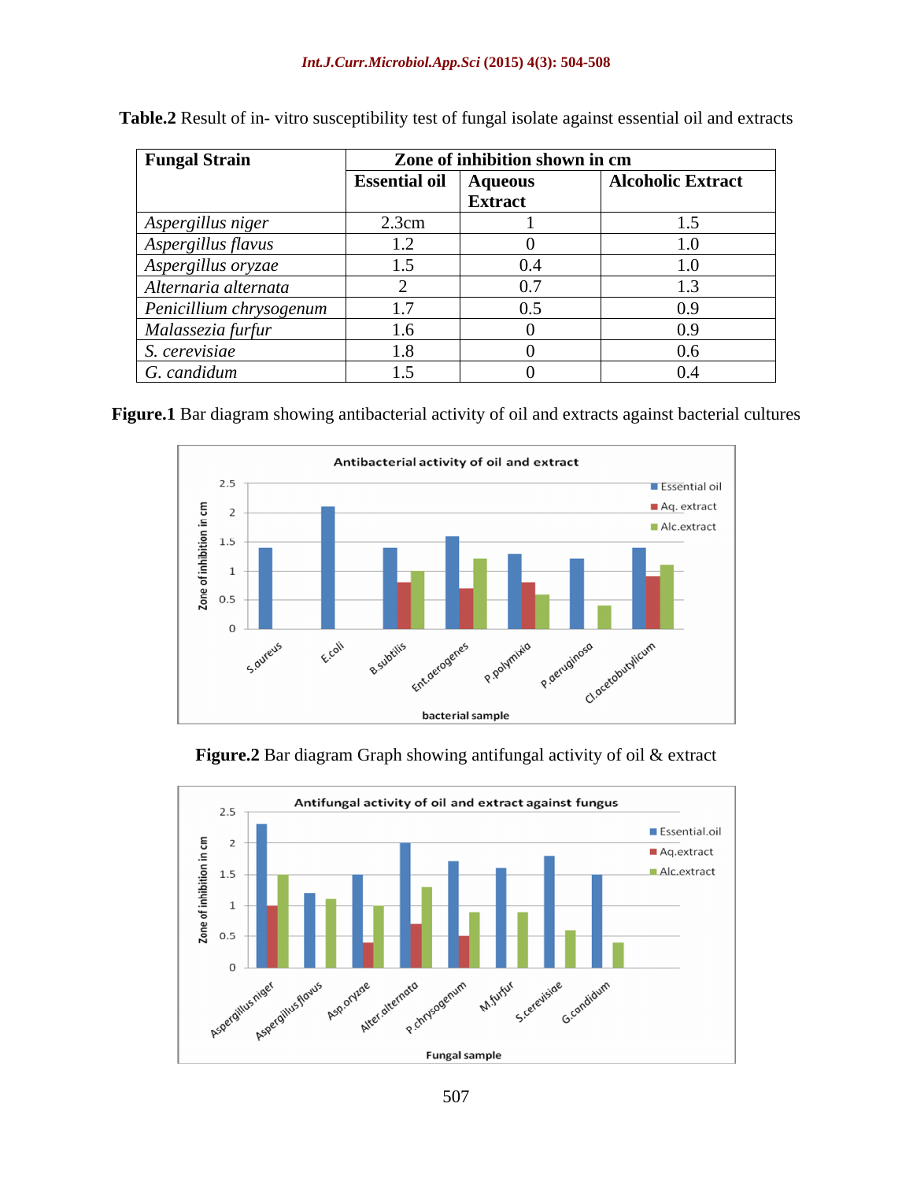**Table.2** Result of in- vitro susceptibility test of fungal isolate against essential oil and extracts

| Fungal Strain | Zone of inhibition shown in cm | | |
|---|---|---|---|
| | Essential oil | Aqueous Extract | Alcoholic Extract |
| *Aspergillus niger* | 2.3cm | 1 | 1.5 |
| *Aspergillus flavus* | 1.2 | 0 | 1.0 |
| *Aspergillus oryzae* | 1.5 | 0.4 | 1.0 |
| *Alternaria alternata* | 2 | 0.7 | 1.3 |
| *Penicillium chrysogenum* | 1.7 | 0.5 | 0.9 |
| *Malassezia furfur* | 1.6 | 0 | 0.9 |
| *S. cerevisiae* | 1.8 | 0 | 0.6 |
| *G. candidum* | 1.5 | 0 | 0.4 |

**Figure.1** Bar diagram showing antibacterial activity of oil and extracts against bacterial cultures

**Figure.2** Bar diagram Graph showing antifungal activity of oil & extract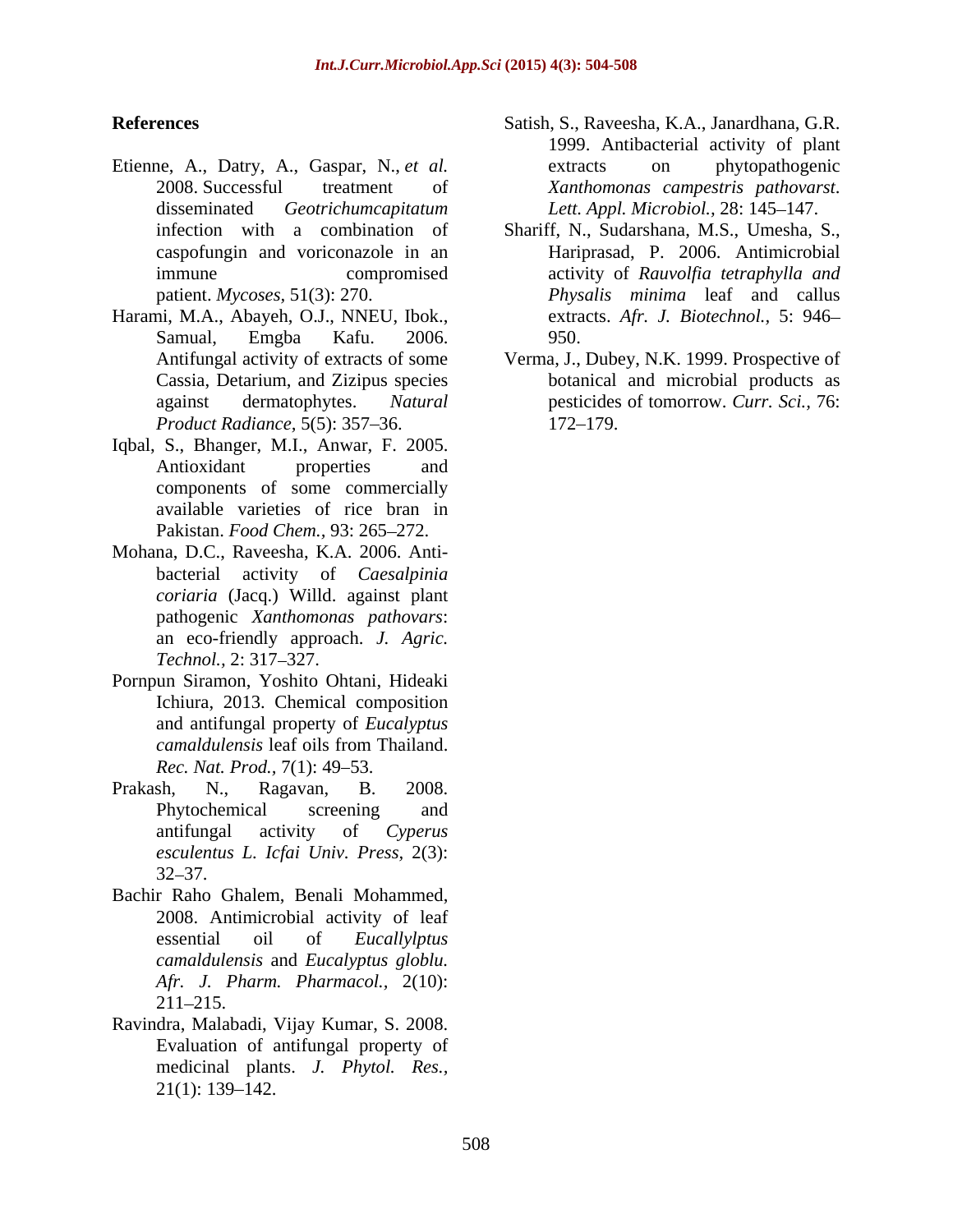## References

Etienne, A., Datry, A., Gaspar, N., *et al.* 2008. Successful treatment of disseminated *Geotrichumcapitatum* infection with a combination of caspofungin and voriconazole in an immune compromised patient. *Mycoses,* 51(3): 270.

Harami, M.A., Abayeh, O.J., NNEU, Ibok., Samual, Emgba Kafu. 2006. Antifungal activity of extracts of some Cassia, Detarium, and Zizipus species against dermatophytes. *Natural Product Radiance,* 5(5): 357–36.

Iqbal, S., Bhanger, M.I., Anwar, F. 2005. Antioxidant properties and components of some commercially available varieties of rice bran in Pakistan. *Food Chem.,* 93: 265–272.

Mohana, D.C., Raveesha, K.A. 2006. Anti-bacterial activity of *Caesalpinia coriaria* (Jacq.) Willd. against plant pathogenic *Xanthomonas pathovars*: an eco-friendly approach. *J. Agric. Technol.,* 2: 317–327.

Pornpun Siramon, Yoshito Ohtani, Hideaki Ichiura, 2013. Chemical composition and antifungal property of *Eucalyptus camaldulensis* leaf oils from Thailand. *Rec. Nat. Prod.,* 7(1): 49–53.

Prakash, N., Ragavan, B. 2008. Phytochemical screening and antifungal activity of *Cyperus esculentus L. Icfai Univ. Press,* 2(3): 32–37.

Bachir Raho Ghalem, Benali Mohammed, 2008. Antimicrobial activity of leaf essential oil of *Eucallylptus camaldulensis* and *Eucalyptus globlu. Afr. J. Pharm. Pharmacol.,* 2(10): 211–215.

Ravindra, Malabadi, Vijay Kumar, S. 2008. Evaluation of antifungal property of medicinal plants. *J. Phytol. Res.,* 21(1): 139–142.

Satish, S., Raveesha, K.A., Janardhana, G.R. 1999. Antibacterial activity of plant extracts on phytopathogenic *Xanthomonas campestris pathovarst. Lett. Appl. Microbiol.,* 28: 145–147.

Shariff, N., Sudarshana, M.S., Umesha, S., Hariprasad, P. 2006. Antimicrobial activity of *Rauvolfia tetraphylla and Physalis minima* leaf and callus extracts. *Afr. J. Biotechnol.,* 5: 946–950.

Verma, J., Dubey, N.K. 1999. Prospective of botanical and microbial products as pesticides of tomorrow. *Curr. Sci.,* 76: 172–179.